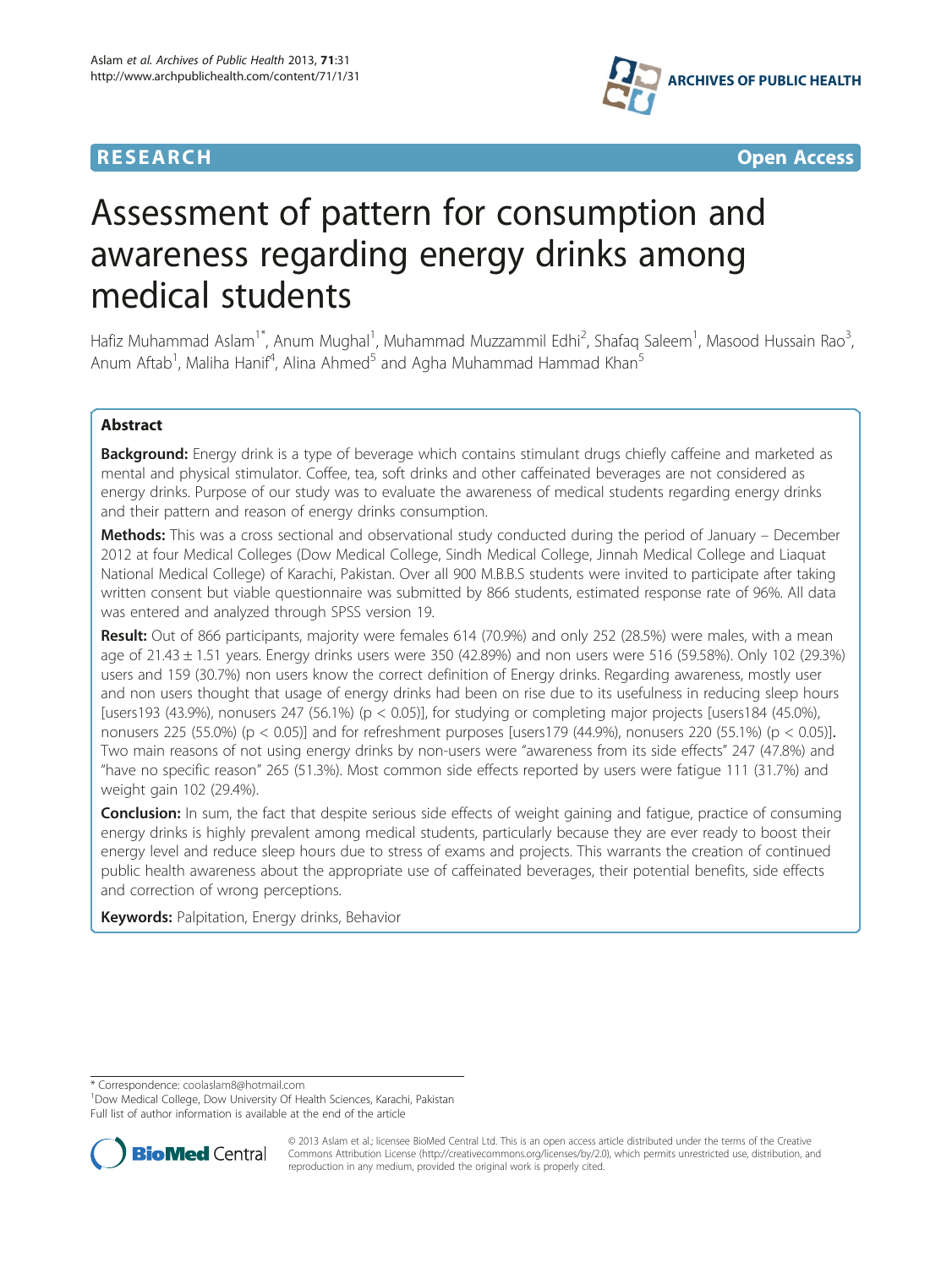**RESEARCH** **Open Access**

# Assessment of pattern for consumption and awareness regarding energy drinks among medical students

Hafiz Muhammad Aslam[1*], Anum Mughal[1], Muhammad Muzzammil Edhi[2], Shafaq Saleem[1], Masood Hussain Rao[3], Anum Aftab[1], Maliha Hanif[4], Alina Ahmed[5] and Agha Muhammad Hammad Khan[5]

## Abstract

**Background:** Energy drink is a type of beverage which contains stimulant drugs chiefly caffeine and marketed as mental and physical stimulator. Coffee, tea, soft drinks and other caffeinated beverages are not considered as energy drinks. Purpose of our study was to evaluate the awareness of medical students regarding energy drinks and their pattern and reason of energy drinks consumption.

**Methods:** This was a cross sectional and observational study conducted during the period of January – December 2012 at four Medical Colleges (Dow Medical College, Sindh Medical College, Jinnah Medical College and Liaquat National Medical College) of Karachi, Pakistan. Over all 900 M.B.B.S students were invited to participate after taking written consent but viable questionnaire was submitted by 866 students, estimated response rate of 96%. All data was entered and analyzed through SPSS version 19.

**Result:** Out of 866 participants, majority were females 614 (70.9%) and only 252 (28.5%) were males, with a mean age of 21.43 ± 1.51 years. Energy drinks users were 350 (42.89%) and non users were 516 (59.58%). Only 102 (29.3%) users and 159 (30.7%) non users know the correct definition of Energy drinks. Regarding awareness, mostly user and non users thought that usage of energy drinks had been on rise due to its usefulness in reducing sleep hours [users193 (43.9%), nonusers 247 (56.1%) ($p < 0.05$)], for studying or completing major projects [users184 (45.0%), nonusers 225 (55.0%) ($p < 0.05$)] and for refreshment purposes [users179 (44.9%), nonusers 220 (55.1%) ($p < 0.05$)]. Two main reasons of not using energy drinks by non-users were "awareness from its side effects" 247 (47.8%) and "have no specific reason" 265 (51.3%). Most common side effects reported by users were fatigue 111 (31.7%) and weight gain 102 (29.4%).

**Conclusion:** In sum, the fact that despite serious side effects of weight gaining and fatigue, practice of consuming energy drinks is highly prevalent among medical students, particularly because they are ever ready to boost their energy level and reduce sleep hours due to stress of exams and projects. This warrants the creation of continued public health awareness about the appropriate use of caffeinated beverages, their potential benefits, side effects and correction of wrong perceptions.

**Keywords:** Palpitation, Energy drinks, Behavior

---

* Correspondence: coolaslam8@hotmail.com
[1]Dow Medical College, Dow University Of Health Sciences, Karachi, Pakistan
Full list of author information is available at the end of the article

© 2013 Aslam et al.; licensee BioMed Central Ltd. This is an open access article distributed under the terms of the Creative Commons Attribution License (http://creativecommons.org/licenses/by/2.0), which permits unrestricted use, distribution, and reproduction in any medium, provided the original work is properly cited.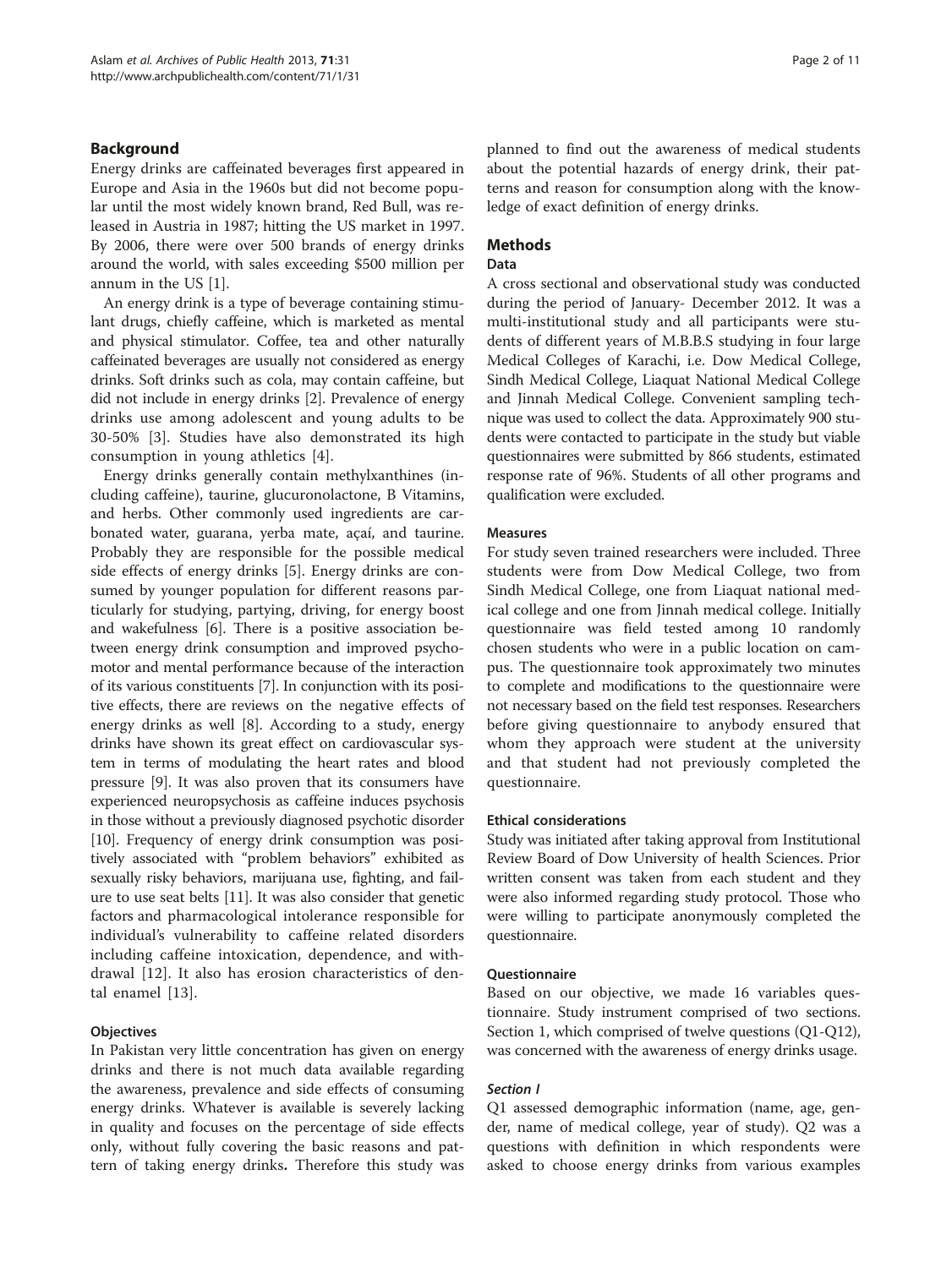## Background

Energy drinks are caffeinated beverages first appeared in Europe and Asia in the 1960s but did not become popular until the most widely known brand, Red Bull, was released in Austria in 1987; hitting the US market in 1997. By 2006, there were over 500 brands of energy drinks around the world, with sales exceeding $500 million per annum in the US [1].

An energy drink is a type of beverage containing stimulant drugs, chiefly caffeine, which is marketed as mental and physical stimulator. Coffee, tea and other naturally caffeinated beverages are usually not considered as energy drinks. Soft drinks such as cola, may contain caffeine, but did not include in energy drinks [2]. Prevalence of energy drinks use among adolescent and young adults to be 30-50% [3]. Studies have also demonstrated its high consumption in young athletics [4].

Energy drinks generally contain methylxanthines (including caffeine), taurine, glucuronolactone, B Vitamins, and herbs. Other commonly used ingredients are carbonated water, guarana, yerba mate, açaí, and taurine. Probably they are responsible for the possible medical side effects of energy drinks [5]. Energy drinks are consumed by younger population for different reasons particularly for studying, partying, driving, for energy boost and wakefulness [6]. There is a positive association between energy drink consumption and improved psychomotor and mental performance because of the interaction of its various constituents [7]. In conjunction with its positive effects, there are reviews on the negative effects of energy drinks as well [8]. According to a study, energy drinks have shown its great effect on cardiovascular system in terms of modulating the heart rates and blood pressure [9]. It was also proven that its consumers have experienced neuropsychosis as caffeine induces psychosis in those without a previously diagnosed psychotic disorder [10]. Frequency of energy drink consumption was positively associated with "problem behaviors" exhibited as sexually risky behaviors, marijuana use, fighting, and failure to use seat belts [11]. It was also consider that genetic factors and pharmacological intolerance responsible for individual's vulnerability to caffeine related disorders including caffeine intoxication, dependence, and withdrawal [12]. It also has erosion characteristics of dental enamel [13].

### Objectives

In Pakistan very little concentration has given on energy drinks and there is not much data available regarding the awareness, prevalence and side effects of consuming energy drinks. Whatever is available is severely lacking in quality and focuses on the percentage of side effects only, without fully covering the basic reasons and pattern of taking energy drinks**.** Therefore this study was planned to find out the awareness of medical students about the potential hazards of energy drink, their patterns and reason for consumption along with the knowledge of exact definition of energy drinks.

## Methods

### Data

A cross sectional and observational study was conducted during the period of January- December 2012. It was a multi-institutional study and all participants were students of different years of M.B.B.S studying in four large Medical Colleges of Karachi, i.e. Dow Medical College, Sindh Medical College, Liaquat National Medical College and Jinnah Medical College. Convenient sampling technique was used to collect the data. Approximately 900 students were contacted to participate in the study but viable questionnaires were submitted by 866 students, estimated response rate of 96%. Students of all other programs and qualification were excluded.

#### Measures

For study seven trained researchers were included. Three students were from Dow Medical College, two from Sindh Medical College, one from Liaquat national medical college and one from Jinnah medical college. Initially questionnaire was field tested among 10 randomly chosen students who were in a public location on campus. The questionnaire took approximately two minutes to complete and modifications to the questionnaire were not necessary based on the field test responses. Researchers before giving questionnaire to anybody ensured that whom they approach were student at the university and that student had not previously completed the questionnaire.

#### Ethical considerations

Study was initiated after taking approval from Institutional Review Board of Dow University of health Sciences. Prior written consent was taken from each student and they were also informed regarding study protocol. Those who were willing to participate anonymously completed the questionnaire.

#### Questionnaire

Based on our objective, we made 16 variables questionnaire. Study instrument comprised of two sections. Section 1, which comprised of twelve questions (Q1-Q12), was concerned with the awareness of energy drinks usage.

##### *Section I*

Q1 assessed demographic information (name, age, gender, name of medical college, year of study). Q2 was a questions with definition in which respondents were asked to choose energy drinks from various examples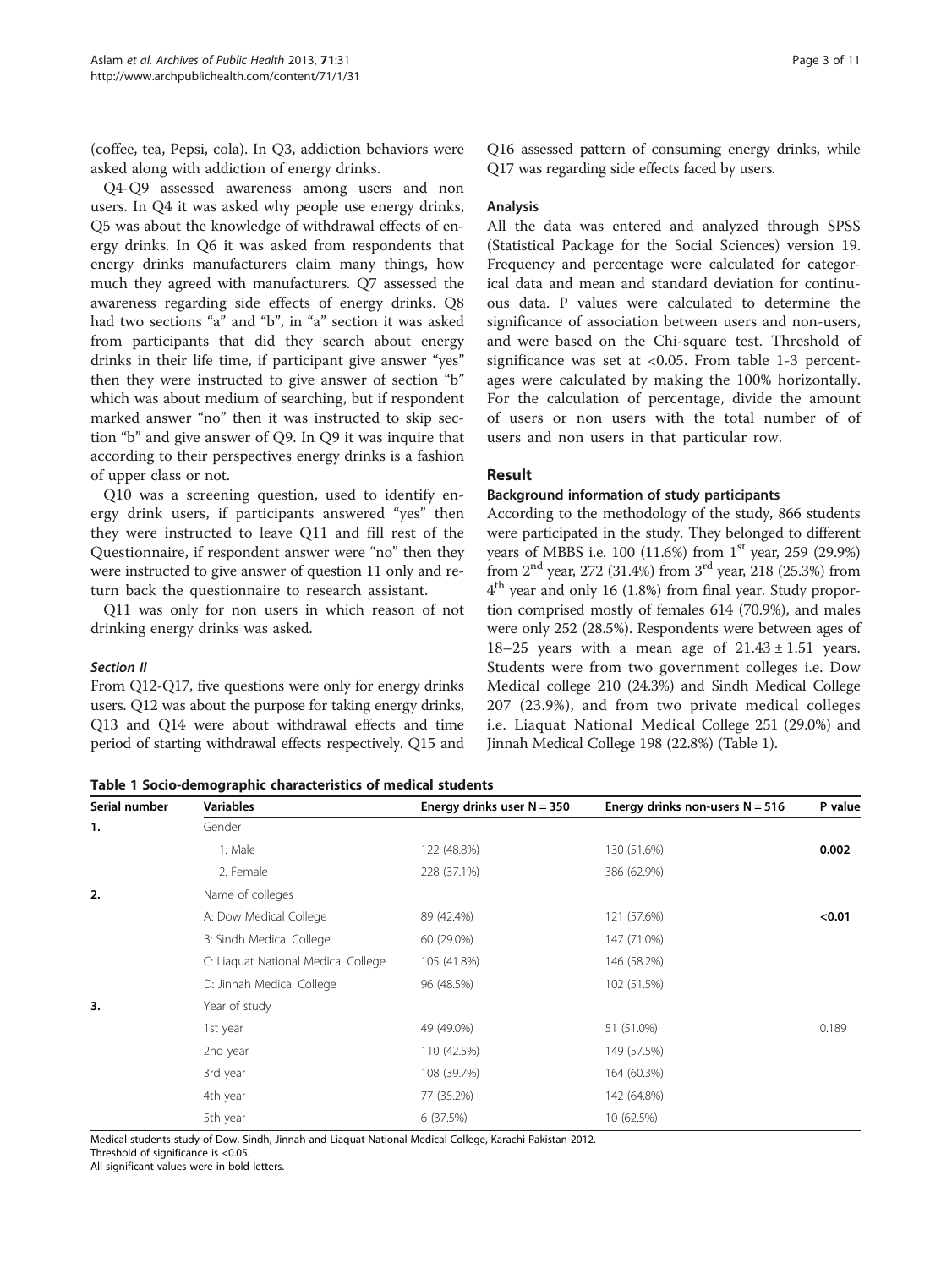(coffee, tea, Pepsi, cola). In Q3, addiction behaviors were asked along with addiction of energy drinks.

Q4-Q9 assessed awareness among users and non users. In Q4 it was asked why people use energy drinks, Q5 was about the knowledge of withdrawal effects of energy drinks. In Q6 it was asked from respondents that energy drinks manufacturers claim many things, how much they agreed with manufacturers. Q7 assessed the awareness regarding side effects of energy drinks. Q8 had two sections "a" and "b", in "a" section it was asked from participants that did they search about energy drinks in their life time, if participant give answer "yes" then they were instructed to give answer of section "b" which was about medium of searching, but if respondent marked answer "no" then it was instructed to skip section "b" and give answer of Q9. In Q9 it was inquire that according to their perspectives energy drinks is a fashion of upper class or not.

Q10 was a screening question, used to identify energy drink users, if participants answered "yes" then they were instructed to leave Q11 and fill rest of the Questionnaire, if respondent answer were "no" then they were instructed to give answer of question 11 only and return back the questionnaire to research assistant.

Q11 was only for non users in which reason of not drinking energy drinks was asked.

#### *Section II*

From Q12-Q17, five questions were only for energy drinks users. Q12 was about the purpose for taking energy drinks, Q13 and Q14 were about withdrawal effects and time period of starting withdrawal effects respectively. Q15 and Q16 assessed pattern of consuming energy drinks, while Q17 was regarding side effects faced by users.

### Analysis

All the data was entered and analyzed through SPSS (Statistical Package for the Social Sciences) version 19. Frequency and percentage were calculated for categorical data and mean and standard deviation for continuous data. P values were calculated to determine the significance of association between users and non-users, and were based on the Chi-square test. Threshold of significance was set at <0.05. From table 1-3 percentages were calculated by making the 100% horizontally. For the calculation of percentage, divide the amount of users or non users with the total number of of users and non users in that particular row.

## Result

### Background information of study participants

According to the methodology of the study, 866 students were participated in the study. They belonged to different years of MBBS i.e. 100 (11.6%) from 1st year, 259 (29.9%) from 2nd year, 272 (31.4%) from 3rd year, 218 (25.3%) from 4th year and only 16 (1.8%) from final year. Study proportion comprised mostly of females 614 (70.9%), and males were only 252 (28.5%). Respondents were between ages of 18–25 years with a mean age of $21.43 \pm 1.51$ years. Students were from two government colleges i.e. Dow Medical college 210 (24.3%) and Sindh Medical College 207 (23.9%), and from two private medical colleges i.e. Liaquat National Medical College 251 (29.0%) and Jinnah Medical College 198 (22.8%) (Table 1).

**Table 1 Socio-demographic characteristics of medical students**

| Serial number | Variables | Energy drinks user N = 350 | Energy drinks non-users N = 516 | P value |
|---|---|---|---|---|
| 1. | Gender | | | |
| | 1. Male | 122 (48.8%) | 130 (51.6%) | **0.002** |
| | 2. Female | 228 (37.1%) | 386 (62.9%) | |
| 2. | Name of colleges | | | |
| | A: Dow Medical College | 89 (42.4%) | 121 (57.6%) | **<0.01** |
| | B: Sindh Medical College | 60 (29.0%) | 147 (71.0%) | |
| | C: Liaquat National Medical College | 105 (41.8%) | 146 (58.2%) | |
| | D: Jinnah Medical College | 96 (48.5%) | 102 (51.5%) | |
| 3. | Year of study | | | |
| | 1st year | 49 (49.0%) | 51 (51.0%) | 0.189 |
| | 2nd year | 110 (42.5%) | 149 (57.5%) | |
| | 3rd year | 108 (39.7%) | 164 (60.3%) | |
| | 4th year | 77 (35.2%) | 142 (64.8%) | |
| | 5th year | 6 (37.5%) | 10 (62.5%) | |

Medical students study of Dow, Sindh, Jinnah and Liaquat National Medical College, Karachi Pakistan 2012.
Threshold of significance is <0.05.
All significant values were in bold letters.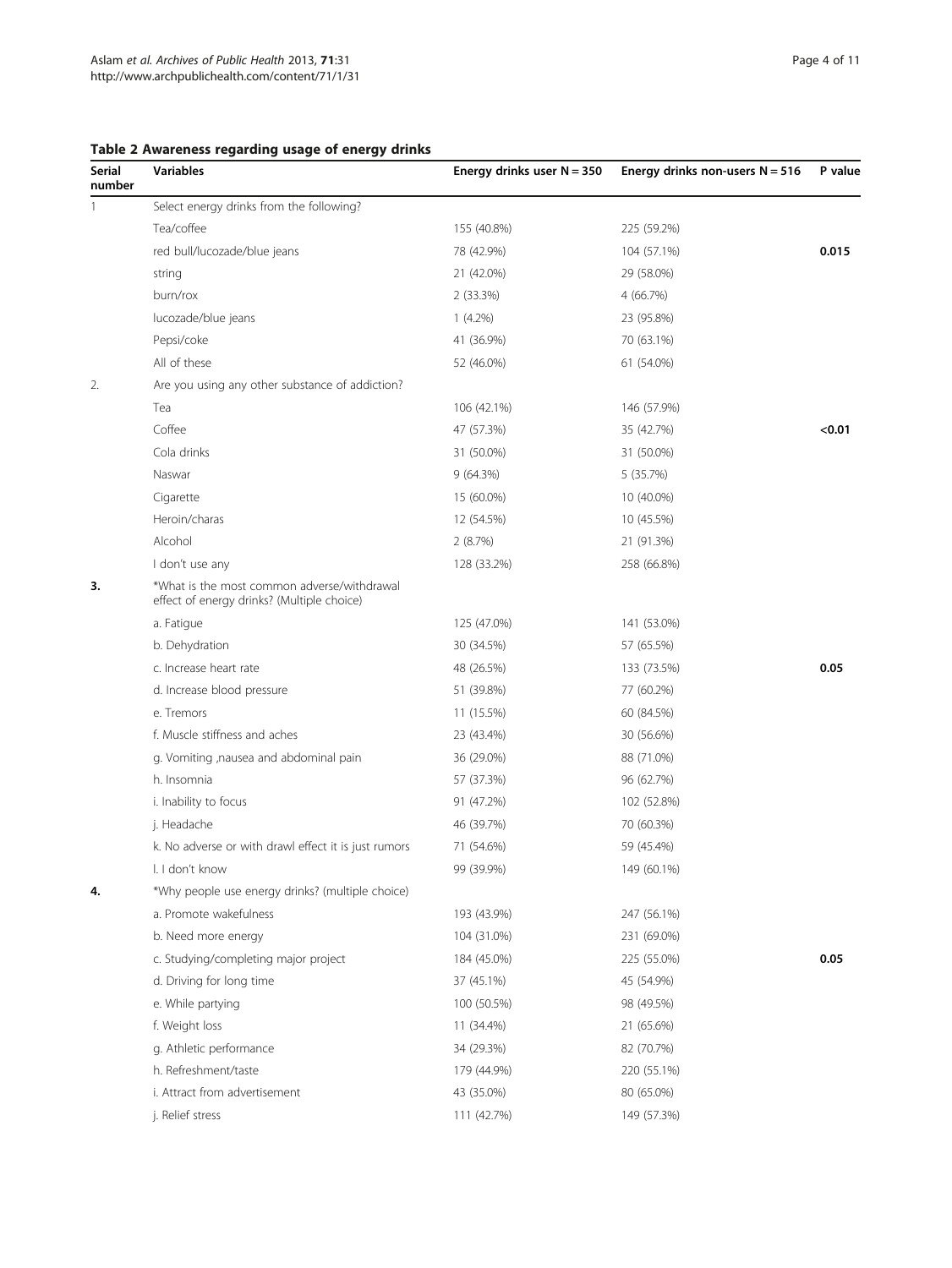**Table 2 Awareness regarding usage of energy drinks**

| Serial number | Variables | Energy drinks user N = 350 | Energy drinks non-users N = 516 | P value |
|---|---|---|---|---|
| 1 | Select energy drinks from the following? | | | |
| | Tea/coffee | 155 (40.8%) | 225 (59.2%) | |
| | red bull/lucozade/blue jeans | 78 (42.9%) | 104 (57.1%) | **0.015** |
| | string | 21 (42.0%) | 29 (58.0%) | |
| | burn/rox | 2 (33.3%) | 4 (66.7%) | |
| | lucozade/blue jeans | 1 (4.2%) | 23 (95.8%) | |
| | Pepsi/coke | 41 (36.9%) | 70 (63.1%) | |
| | All of these | 52 (46.0%) | 61 (54.0%) | |
| 2. | Are you using any other substance of addiction? | | | |
| | Tea | 106 (42.1%) | 146 (57.9%) | |
| | Coffee | 47 (57.3%) | 35 (42.7%) | **<0.01** |
| | Cola drinks | 31 (50.0%) | 31 (50.0%) | |
| | Naswar | 9 (64.3%) | 5 (35.7%) | |
| | Cigarette | 15 (60.0%) | 10 (40.0%) | |
| | Heroin/charas | 12 (54.5%) | 10 (45.5%) | |
| | Alcohol | 2 (8.7%) | 21 (91.3%) | |
| | I don't use any | 128 (33.2%) | 258 (66.8%) | |
| **3.** | *What is the most common adverse/withdrawal effect of energy drinks? (Multiple choice) | | | |
| | a. Fatigue | 125 (47.0%) | 141 (53.0%) | |
| | b. Dehydration | 30 (34.5%) | 57 (65.5%) | |
| | c. Increase heart rate | 48 (26.5%) | 133 (73.5%) | **0.05** |
| | d. Increase blood pressure | 51 (39.8%) | 77 (60.2%) | |
| | e. Tremors | 11 (15.5%) | 60 (84.5%) | |
| | f. Muscle stiffness and aches | 23 (43.4%) | 30 (56.6%) | |
| | g. Vomiting ,nausea and abdominal pain | 36 (29.0%) | 88 (71.0%) | |
| | h. Insomnia | 57 (37.3%) | 96 (62.7%) | |
| | i. Inability to focus | 91 (47.2%) | 102 (52.8%) | |
| | j. Headache | 46 (39.7%) | 70 (60.3%) | |
| | k. No adverse or with drawl effect it is just rumors | 71 (54.6%) | 59 (45.4%) | |
| | l. I don't know | 99 (39.9%) | 149 (60.1%) | |
| **4.** | *Why people use energy drinks? (multiple choice) | | | |
| | a. Promote wakefulness | 193 (43.9%) | 247 (56.1%) | |
| | b. Need more energy | 104 (31.0%) | 231 (69.0%) | |
| | c. Studying/completing major project | 184 (45.0%) | 225 (55.0%) | **0.05** |
| | d. Driving for long time | 37 (45.1%) | 45 (54.9%) | |
| | e. While partying | 100 (50.5%) | 98 (49.5%) | |
| | f. Weight loss | 11 (34.4%) | 21 (65.6%) | |
| | g. Athletic performance | 34 (29.3%) | 82 (70.7%) | |
| | h. Refreshment/taste | 179 (44.9%) | 220 (55.1%) | |
| | i. Attract from advertisement | 43 (35.0%) | 80 (65.0%) | |
| | j. Relief stress | 111 (42.7%) | 149 (57.3%) | |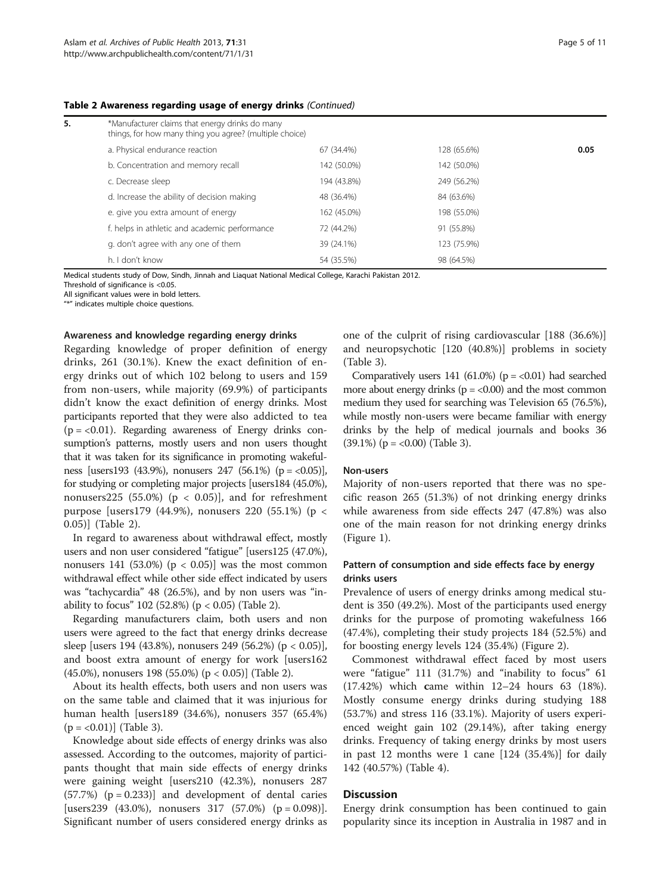**Table 2 Awareness regarding usage of energy drinks** *(Continued)*

| | | | | |
|---|---|---|---|---|
| **5.** | *Manufacturer claims that energy drinks do many things, for how many thing you agree? (multiple choice) | | | |
| | a. Physical endurance reaction | 67 (34.4%) | 128 (65.6%) | **0.05** |
| | b. Concentration and memory recall | 142 (50.0%) | 142 (50.0%) | |
| | c. Decrease sleep | 194 (43.8%) | 249 (56.2%) | |
| | d. Increase the ability of decision making | 48 (36.4%) | 84 (63.6%) | |
| | e. give you extra amount of energy | 162 (45.0%) | 198 (55.0%) | |
| | f. helps in athletic and academic performance | 72 (44.2%) | 91 (55.8%) | |
| | g. don't agree with any one of them | 39 (24.1%) | 123 (75.9%) | |
| | h. I don't know | 54 (35.5%) | 98 (64.5%) | |

Medical students study of Dow, Sindh, Jinnah and Liaquat National Medical College, Karachi Pakistan 2012.
Threshold of significance is <0.05.
All significant values were in bold letters.
"*" indicates multiple choice questions.

### Awareness and knowledge regarding energy drinks

Regarding knowledge of proper definition of energy drinks, 261 (30.1%). Knew the exact definition of energy drinks out of which 102 belong to users and 159 from non-users, while majority (69.9%) of participants didn't know the exact definition of energy drinks. Most participants reported that they were also addicted to tea ($p = <0.01$). Regarding awareness of Energy drinks consumption's patterns, mostly users and non users thought that it was taken for its significance in promoting wakefulness [users193 (43.9%), nonusers 247 (56.1%) ($p = <0.05$)], for studying or completing major projects [users184 (45.0%), nonusers225 (55.0%) ($p < 0.05$)], and for refreshment purpose [users179 (44.9%), nonusers 220 (55.1%) ($p < 0.05$)] (Table 2).

In regard to awareness about withdrawal effect, mostly users and non user considered "fatigue" [users125 (47.0%), nonusers 141 (53.0%) ($p < 0.05$)] was the most common withdrawal effect while other side effect indicated by users was "tachycardia" 48 (26.5%), and by non users was "inability to focus" 102 (52.8%) ($p < 0.05$) (Table 2).

Regarding manufacturers claim, both users and non users were agreed to the fact that energy drinks decrease sleep [users 194 (43.8%), nonusers 249 (56.2%) ($p < 0.05$)], and boost extra amount of energy for work [users162 (45.0%), nonusers 198 (55.0%) ($p < 0.05$)] (Table 2).

About its health effects, both users and non users was on the same table and claimed that it was injurious for human health [users189 (34.6%), nonusers 357 (65.4%) ($p = <0.01$)] (Table 3).

Knowledge about side effects of energy drinks was also assessed. According to the outcomes, majority of participants thought that main side effects of energy drinks were gaining weight [users210 (42.3%), nonusers 287 (57.7%) ($p = 0.233$)] and development of dental caries [users239 (43.0%), nonusers 317 (57.0%) ($p = 0.098$)]. Significant number of users considered energy drinks as one of the culprit of rising cardiovascular [188 (36.6%)] and neuropsychotic [120 (40.8%)] problems in society (Table 3).

Comparatively users 141 (61.0%) ($p = <0.01$) had searched more about energy drinks ($p = <0.00$) and the most common medium they used for searching was Television 65 (76.5%), while mostly non-users were became familiar with energy drinks by the help of medical journals and books 36 (39.1%) ($p = <0.00$) (Table 3).

### Non-users

Majority of non-users reported that there was no specific reason 265 (51.3%) of not drinking energy drinks while awareness from side effects 247 (47.8%) was also one of the main reason for not drinking energy drinks (Figure 1).

### Pattern of consumption and side effects face by energy drinks users

Prevalence of users of energy drinks among medical student is 350 (49.2%). Most of the participants used energy drinks for the purpose of promoting wakefulness 166 (47.4%), completing their study projects 184 (52.5%) and for boosting energy levels 124 (35.4%) (Figure 2).

Commonest withdrawal effect faced by most users were "fatigue" 111 (31.7%) and "inability to focus" 61 (17.42%) which came within 12–24 hours 63 (18%). Mostly consume energy drinks during studying 188 (53.7%) and stress 116 (33.1%). Majority of users experienced weight gain 102 (29.14%), after taking energy drinks. Frequency of taking energy drinks by most users in past 12 months were 1 cane [124 (35.4%)] for daily 142 (40.57%) (Table 4).

## Discussion

Energy drink consumption has been continued to gain popularity since its inception in Australia in 1987 and in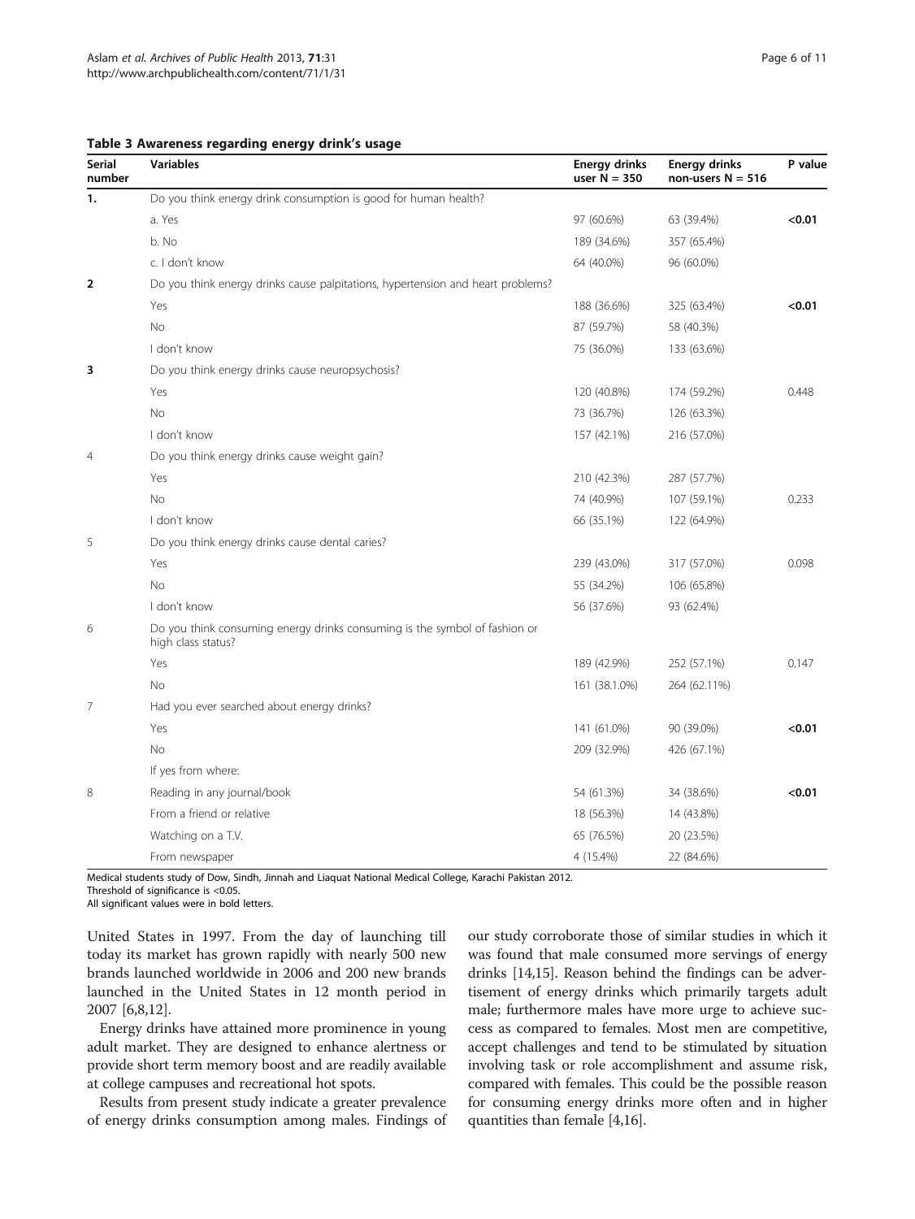**Table 3 Awareness regarding energy drink's usage**

| Serial number | Variables | Energy drinks user N = 350 | Energy drinks non-users N = 516 | P value |
|---|---|---|---|---|
| 1. | Do you think energy drink consumption is good for human health? | | | |
| | a. Yes | 97 (60.6%) | 63 (39.4%) | **<0.01** |
| | b. No | 189 (34.6%) | 357 (65.4%) | |
| | c. I don't know | 64 (40.0%) | 96 (60.0%) | |
| 2 | Do you think energy drinks cause palpitations, hypertension and heart problems? | | | |
| | Yes | 188 (36.6%) | 325 (63.4%) | **<0.01** |
| | No | 87 (59.7%) | 58 (40.3%) | |
| | I don't know | 75 (36.0%) | 133 (63.6%) | |
| 3 | Do you think energy drinks cause neuropsychosis? | | | |
| | Yes | 120 (40.8%) | 174 (59.2%) | 0.448 |
| | No | 73 (36.7%) | 126 (63.3%) | |
| | I don't know | 157 (42.1%) | 216 (57.0%) | |
| 4 | Do you think energy drinks cause weight gain? | | | |
| | Yes | 210 (42.3%) | 287 (57.7%) | |
| | No | 74 (40.9%) | 107 (59.1%) | 0.233 |
| | I don't know | 66 (35.1%) | 122 (64.9%) | |
| 5 | Do you think energy drinks cause dental caries? | | | |
| | Yes | 239 (43.0%) | 317 (57.0%) | 0.098 |
| | No | 55 (34.2%) | 106 (65.8%) | |
| | I don't know | 56 (37.6%) | 93 (62.4%) | |
| 6 | Do you think consuming energy drinks consuming is the symbol of fashion or high class status? | | | |
| | Yes | 189 (42.9%) | 252 (57.1%) | 0.147 |
| | No | 161 (38.1.0%) | 264 (62.11%) | |
| 7 | Had you ever searched about energy drinks? | | | |
| | Yes | 141 (61.0%) | 90 (39.0%) | **<0.01** |
| | No | 209 (32.9%) | 426 (67.1%) | |
| | If yes from where: | | | |
| 8 | Reading in any journal/book | 54 (61.3%) | 34 (38.6%) | **<0.01** |
| | From a friend or relative | 18 (56.3%) | 14 (43.8%) | |
| | Watching on a T.V. | 65 (76.5%) | 20 (23.5%) | |
| | From newspaper | 4 (15.4%) | 22 (84.6%) | |

Medical students study of Dow, Sindh, Jinnah and Liaquat National Medical College, Karachi Pakistan 2012.
Threshold of significance is <0.05.
All significant values were in bold letters.

United States in 1997. From the day of launching till today its market has grown rapidly with nearly 500 new brands launched worldwide in 2006 and 200 new brands launched in the United States in 12 month period in 2007 [6,8,12].

Energy drinks have attained more prominence in young adult market. They are designed to enhance alertness or provide short term memory boost and are readily available at college campuses and recreational hot spots.

Results from present study indicate a greater prevalence of energy drinks consumption among males. Findings of our study corroborate those of similar studies in which it was found that male consumed more servings of energy drinks [14,15]. Reason behind the findings can be advertisement of energy drinks which primarily targets adult male; furthermore males have more urge to achieve success as compared to females. Most men are competitive, accept challenges and tend to be stimulated by situation involving task or role accomplishment and assume risk, compared with females. This could be the possible reason for consuming energy drinks more often and in higher quantities than female [4,16].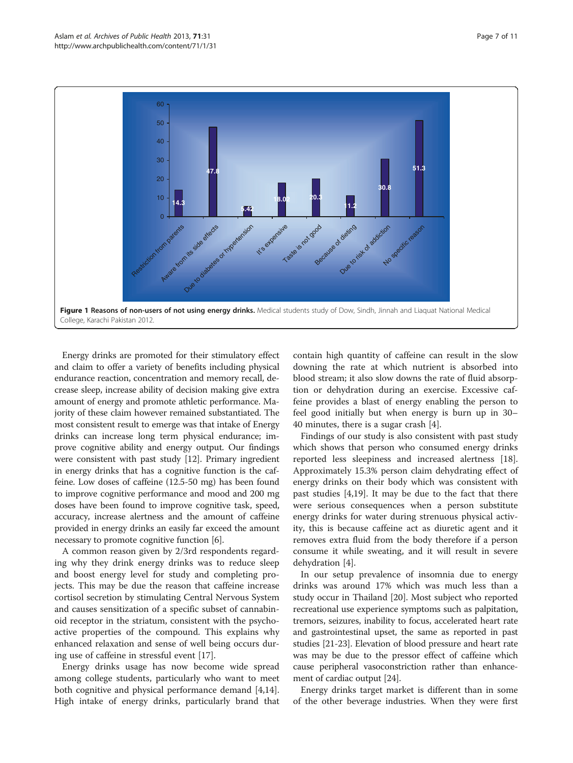**Figure 1 Reasons of non-users of not using energy drinks.** Medical students study of Dow, Sindh, Jinnah and Liaquat National Medical College, Karachi Pakistan 2012.

Energy drinks are promoted for their stimulatory effect and claim to offer a variety of benefits including physical endurance reaction, concentration and memory recall, decrease sleep, increase ability of decision making give extra amount of energy and promote athletic performance. Majority of these claim however remained substantiated. The most consistent result to emerge was that intake of Energy drinks can increase long term physical endurance; improve cognitive ability and energy output. Our findings were consistent with past study [12]. Primary ingredient in energy drinks that has a cognitive function is the caffeine. Low doses of caffeine (12.5-50 mg) has been found to improve cognitive performance and mood and 200 mg doses have been found to improve cognitive task, speed, accuracy, increase alertness and the amount of caffeine provided in energy drinks an easily far exceed the amount necessary to promote cognitive function [6].

A common reason given by 2/3rd respondents regarding why they drink energy drinks was to reduce sleep and boost energy level for study and completing projects. This may be due the reason that caffeine increase cortisol secretion by stimulating Central Nervous System and causes sensitization of a specific subset of cannabinoid receptor in the striatum, consistent with the psychoactive properties of the compound. This explains why enhanced relaxation and sense of well being occurs during use of caffeine in stressful event [17].

Energy drinks usage has now become wide spread among college students, particularly who want to meet both cognitive and physical performance demand [4,14]. High intake of energy drinks, particularly brand that contain high quantity of caffeine can result in the slow downing the rate at which nutrient is absorbed into blood stream; it also slow downs the rate of fluid absorption or dehydration during an exercise. Excessive caffeine provides a blast of energy enabling the person to feel good initially but when energy is burn up in 30–40 minutes, there is a sugar crash [4].

Findings of our study is also consistent with past study which shows that person who consumed energy drinks reported less sleepiness and increased alertness [18]. Approximately 15.3% person claim dehydrating effect of energy drinks on their body which was consistent with past studies [4,19]. It may be due to the fact that there were serious consequences when a person substitute energy drinks for water during strenuous physical activity, this is because caffeine act as diuretic agent and it removes extra fluid from the body therefore if a person consume it while sweating, and it will result in severe dehydration [4].

In our setup prevalence of insomnia due to energy drinks was around 17% which was much less than a study occur in Thailand [20]. Most subject who reported recreational use experience symptoms such as palpitation, tremors, seizures, inability to focus, accelerated heart rate and gastrointestinal upset, the same as reported in past studies [21-23]. Elevation of blood pressure and heart rate was may be due to the pressor effect of caffeine which cause peripheral vasoconstriction rather than enhancement of cardiac output [24].

Energy drinks target market is different than in some of the other beverage industries. When they were first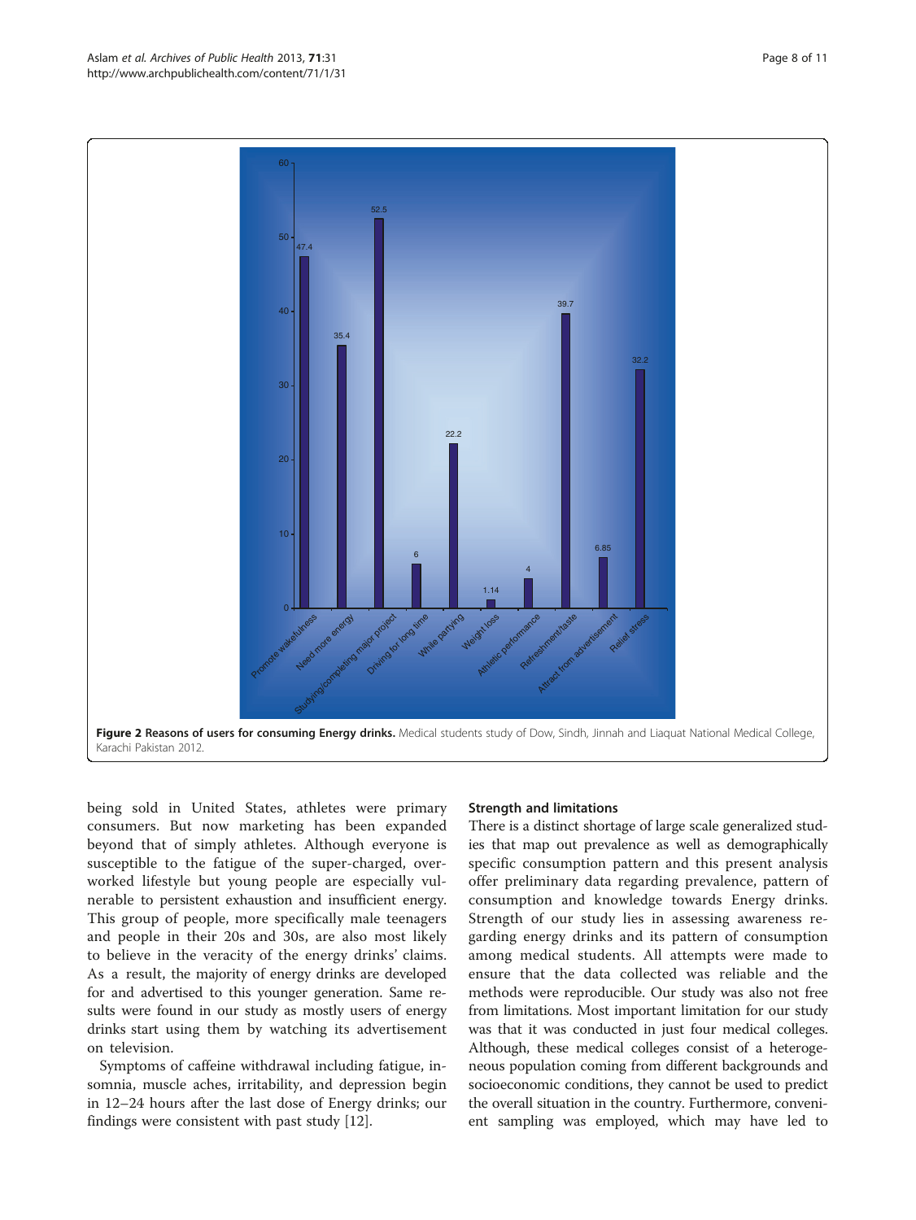**Figure 2 Reasons of users for consuming Energy drinks.** Medical students study of Dow, Sindh, Jinnah and Liaquat National Medical College, Karachi Pakistan 2012.

being sold in United States, athletes were primary consumers. But now marketing has been expanded beyond that of simply athletes. Although everyone is susceptible to the fatigue of the super-charged, overworked lifestyle but young people are especially vulnerable to persistent exhaustion and insufficient energy. This group of people, more specifically male teenagers and people in their 20s and 30s, are also most likely to believe in the veracity of the energy drinks' claims. As a result, the majority of energy drinks are developed for and advertised to this younger generation. Same results were found in our study as mostly users of energy drinks start using them by watching its advertisement on television.

Symptoms of caffeine withdrawal including fatigue, insomnia, muscle aches, irritability, and depression begin in 12–24 hours after the last dose of Energy drinks; our findings were consistent with past study [12].

### Strength and limitations

There is a distinct shortage of large scale generalized studies that map out prevalence as well as demographically specific consumption pattern and this present analysis offer preliminary data regarding prevalence, pattern of consumption and knowledge towards Energy drinks. Strength of our study lies in assessing awareness regarding energy drinks and its pattern of consumption among medical students. All attempts were made to ensure that the data collected was reliable and the methods were reproducible. Our study was also not free from limitations. Most important limitation for our study was that it was conducted in just four medical colleges. Although, these medical colleges consist of a heterogeneous population coming from different backgrounds and socioeconomic conditions, they cannot be used to predict the overall situation in the country. Furthermore, convenient sampling was employed, which may have led to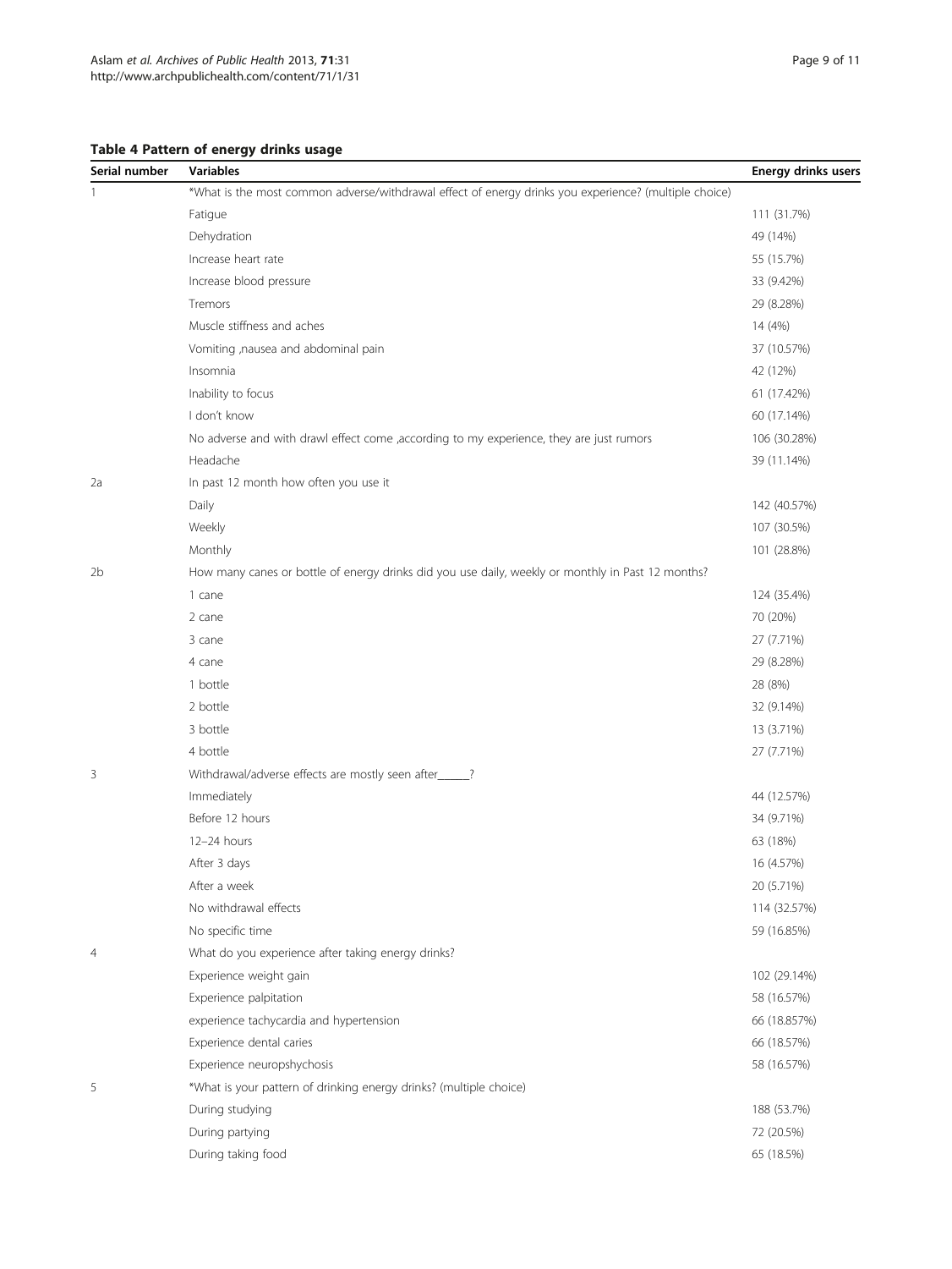**Table 4 Pattern of energy drinks usage**

| Serial number | Variables | Energy drinks users |
|---|---|---|
| 1 | *What is the most common adverse/withdrawal effect of energy drinks you experience? (multiple choice) | |
| | Fatigue | 111 (31.7%) |
| | Dehydration | 49 (14%) |
| | Increase heart rate | 55 (15.7%) |
| | Increase blood pressure | 33 (9.42%) |
| | Tremors | 29 (8.28%) |
| | Muscle stiffness and aches | 14 (4%) |
| | Vomiting ,nausea and abdominal pain | 37 (10.57%) |
| | Insomnia | 42 (12%) |
| | Inability to focus | 61 (17.42%) |
| | I don't know | 60 (17.14%) |
| | No adverse and with drawl effect come ,according to my experience, they are just rumors | 106 (30.28%) |
| | Headache | 39 (11.14%) |
| 2a | In past 12 month how often you use it | |
| | Daily | 142 (40.57%) |
| | Weekly | 107 (30.5%) |
| | Monthly | 101 (28.8%) |
| 2b | How many canes or bottle of energy drinks did you use daily, weekly or monthly in Past 12 months? | |
| | 1 cane | 124 (35.4%) |
| | 2 cane | 70 (20%) |
| | 3 cane | 27 (7.71%) |
| | 4 cane | 29 (8.28%) |
| | 1 bottle | 28 (8%) |
| | 2 bottle | 32 (9.14%) |
| | 3 bottle | 13 (3.71%) |
| | 4 bottle | 27 (7.71%) |
| 3 | Withdrawal/adverse effects are mostly seen after_____? | |
| | Immediately | 44 (12.57%) |
| | Before 12 hours | 34 (9.71%) |
| | 12–24 hours | 63 (18%) |
| | After 3 days | 16 (4.57%) |
| | After a week | 20 (5.71%) |
| | No withdrawal effects | 114 (32.57%) |
| | No specific time | 59 (16.85%) |
| 4 | What do you experience after taking energy drinks? | |
| | Experience weight gain | 102 (29.14%) |
| | Experience palpitation | 58 (16.57%) |
| | experience tachycardia and hypertension | 66 (18.857%) |
| | Experience dental caries | 66 (18.57%) |
| | Experience neuropshychosis | 58 (16.57%) |
| 5 | *What is your pattern of drinking energy drinks? (multiple choice) | |
| | During studying | 188 (53.7%) |
| | During partying | 72 (20.5%) |
| | During taking food | 65 (18.5%) |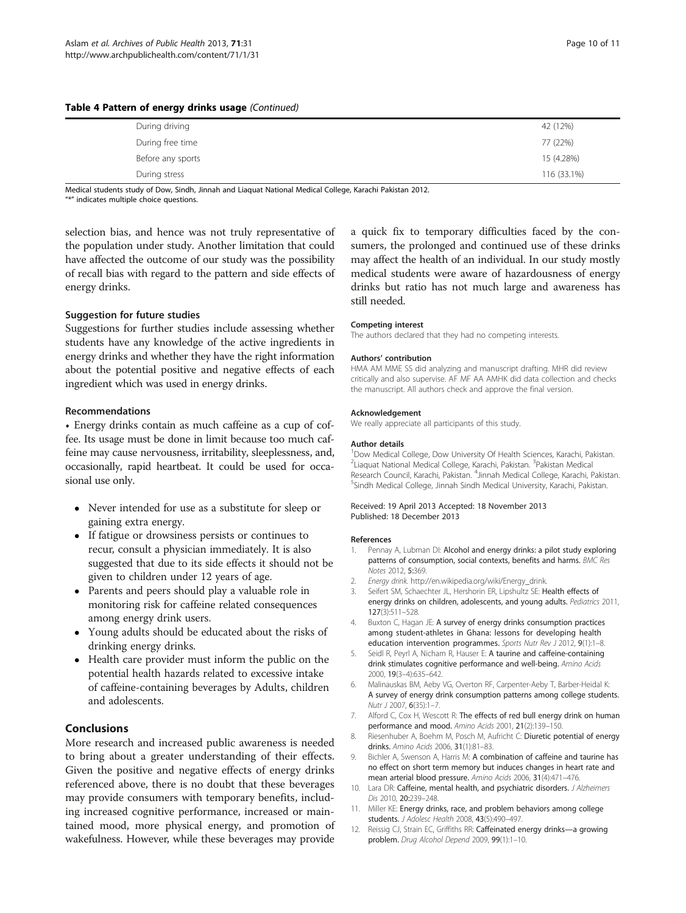**Table 4 Pattern of energy drinks usage** *(Continued)*

| | |
|---|---|
| During driving | 42 (12%) |
| During free time | 77 (22%) |
| Before any sports | 15 (4.28%) |
| During stress | 116 (33.1%) |

Medical students study of Dow, Sindh, Jinnah and Liaquat National Medical College, Karachi Pakistan 2012.
"*" indicates multiple choice questions.

selection bias, and hence was not truly representative of the population under study. Another limitation that could have affected the outcome of our study was the possibility of recall bias with regard to the pattern and side effects of energy drinks.

### Suggestion for future studies

Suggestions for further studies include assessing whether students have any knowledge of the active ingredients in energy drinks and whether they have the right information about the potential positive and negative effects of each ingredient which was used in energy drinks.

### Recommendations

• Energy drinks contain as much caffeine as a cup of coffee. Its usage must be done in limit because too much caffeine may cause nervousness, irritability, sleeplessness, and, occasionally, rapid heartbeat. It could be used for occasional use only.

- Never intended for use as a substitute for sleep or gaining extra energy.
- If fatigue or drowsiness persists or continues to recur, consult a physician immediately. It is also suggested that due to its side effects it should not be given to children under 12 years of age.
- Parents and peers should play a valuable role in monitoring risk for caffeine related consequences among energy drink users.
- Young adults should be educated about the risks of drinking energy drinks.
- Health care provider must inform the public on the potential health hazards related to excessive intake of caffeine-containing beverages by Adults, children and adolescents.

## Conclusions

More research and increased public awareness is needed to bring about a greater understanding of their effects. Given the positive and negative effects of energy drinks referenced above, there is no doubt that these beverages may provide consumers with temporary benefits, including increased cognitive performance, increased or maintained mood, more physical energy, and promotion of wakefulness. However, while these beverages may provide a quick fix to temporary difficulties faced by the consumers, the prolonged and continued use of these drinks may affect the health of an individual. In our study mostly medical students were aware of hazardousness of energy drinks but ratio has not much large and awareness has still needed.

#### Competing interest

The authors declared that they had no competing interests.

#### Authors' contribution

HMA AM MME SS did analyzing and manuscript drafting. MHR did review critically and also supervise. AF MF AA AMHK did data collection and checks the manuscript. All authors check and approve the final version.

#### Acknowledgement

We really appreciate all participants of this study.

#### Author details

[1]Dow Medical College, Dow University Of Health Sciences, Karachi, Pakistan. [2]Liaquat National Medical College, Karachi, Pakistan. [3]Pakistan Medical Research Council, Karachi, Pakistan. [4]Jinnah Medical College, Karachi, Pakistan. [5]Sindh Medical College, Jinnah Sindh Medical University, Karachi, Pakistan.

Received: 19 April 2013 Accepted: 18 November 2013
Published: 18 December 2013

#### References

1. Pennay A, Lubman DI: **Alcohol and energy drinks: a pilot study exploring patterns of consumption, social contexts, benefits and harms.** *BMC Res Notes* 2012, **5**:369.
2. *Energy drink.* http://en.wikipedia.org/wiki/Energy_drink.
3. Seifert SM, Schaechter JL, Hershorin ER, Lipshultz SE: **Health effects of energy drinks on children, adolescents, and young adults.** *Pediatrics* 2011, **127**(3):511–528.
4. Buxton C, Hagan JE: **A survey of energy drinks consumption practices among student-athletes in Ghana: lessons for developing health education intervention programmes.** *Sports Nutr Rev J* 2012, **9**(1):1–8.
5. Seidl R, Peyrl A, Nicham R, Hauser E: **A taurine and caffeine-containing drink stimulates cognitive performance and well-being.** *Amino Acids* 2000, **19**(3–4):635–642.
6. Malinauskas BM, Aeby VG, Overton RF, Carpenter-Aeby T, Barber-Heidal K: **A survey of energy drink consumption patterns among college students.** *Nutr J* 2007, **6**(35):1–7.
7. Alford C, Cox H, Wescott R: **The effects of red bull energy drink on human performance and mood.** *Amino Acids* 2001, **21**(2):139–150.
8. Riesenhuber A, Boehm M, Posch M, Aufricht C: **Diuretic potential of energy drinks.** *Amino Acids* 2006, **31**(1):81–83.
9. Bichler A, Swenson A, Harris M: **A combination of caffeine and taurine has no effect on short term memory but induces changes in heart rate and mean arterial blood pressure.** *Amino Acids* 2006, **31**(4):471–476.
10. Lara DR: **Caffeine, mental health, and psychiatric disorders.** *J Alzheimers Dis* 2010, **20**:239–248.
11. Miller KE: **Energy drinks, race, and problem behaviors among college students.** *J Adolesc Health* 2008, **43**(5):490–497.
12. Reissig CJ, Strain EC, Griffiths RR: **Caffeinated energy drinks—a growing problem.** *Drug Alcohol Depend* 2009, **99**(1):1–10.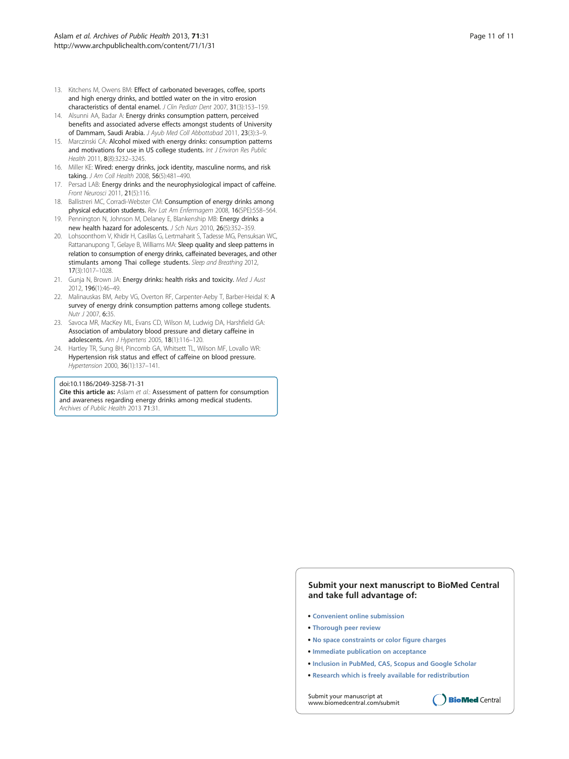13. Kitchens M, Owens BM: **Effect of carbonated beverages, coffee, sports and high energy drinks, and bottled water on the in vitro erosion characteristics of dental enamel.** *J Clin Pediatr Dent* 2007, **31**(3):153–159.
14. Alsunni AA, Badar A: **Energy drinks consumption pattern, perceived benefits and associated adverse effects amongst students of University of Dammam, Saudi Arabia.** *J Ayub Med Coll Abbottabad* 2011, **23**(3):3–9.
15. Marczinski CA: **Alcohol mixed with energy drinks: consumption patterns and motivations for use in US college students.** *Int J Environ Res Public Health* 2011, **8**(8):3232–3245.
16. Miller KE: **Wired: energy drinks, jock identity, masculine norms, and risk taking.** *J Am Coll Health* 2008, **56**(5):481–490.
17. Persad LAB: **Energy drinks and the neurophysiological impact of caffeine.** *Front Neurosci* 2011, **21**(5):116.
18. Ballistreri MC, Corradi-Webster CM: **Consumption of energy drinks among physical education students.** *Rev Lat Am Enfermagem* 2008, **16**(SPE):558–564.
19. Pennington N, Johnson M, Delaney E, Blankenship MB: **Energy drinks a new health hazard for adolescents.** *J Sch Nurs* 2010, **26**(5):352–359.
20. Lohsoonthorn V, Khidir H, Casillas G, Lertmaharit S, Tadesse MG, Pensuksan WC, Rattananupong T, Gelaye B, Williams MA: **Sleep quality and sleep patterns in relation to consumption of energy drinks, caffeinated beverages, and other stimulants among Thai college students.** *Sleep and Breathing* 2012, **17**(3):1017–1028.
21. Gunja N, Brown JA: **Energy drinks: health risks and toxicity.** *Med J Aust* 2012, **196**(1):46–49.
22. Malinauskas BM, Aeby VG, Overton RF, Carpenter-Aeby T, Barber-Heidal K: **A survey of energy drink consumption patterns among college students.** *Nutr J* 2007, **6**:35.
23. Savoca MR, MacKey ML, Evans CD, Wilson M, Ludwig DA, Harshfield GA: **Association of ambulatory blood pressure and dietary caffeine in adolescents.** *Am J Hypertens* 2005, **18**(1):116–120.
24. Hartley TR, Sung BH, Pincomb GA, Whitsett TL, Wilson MF, Lovallo WR: **Hypertension risk status and effect of caffeine on blood pressure.** *Hypertension* 2000, **36**(1):137–141.

doi:10.1186/2049-3258-71-31
**Cite this article as:** Aslam *et al.*: Assessment of pattern for consumption and awareness regarding energy drinks among medical students. *Archives of Public Health* 2013 **71**:31.

**Submit your next manuscript to BioMed Central and take full advantage of:**

- **Convenient online submission**
- **Thorough peer review**
- **No space constraints or color figure charges**
- **Immediate publication on acceptance**
- **Inclusion in PubMed, CAS, Scopus and Google Scholar**
- **Research which is freely available for redistribution**

Submit your manuscript at
www.biomedcentral.com/submit

BioMed Central